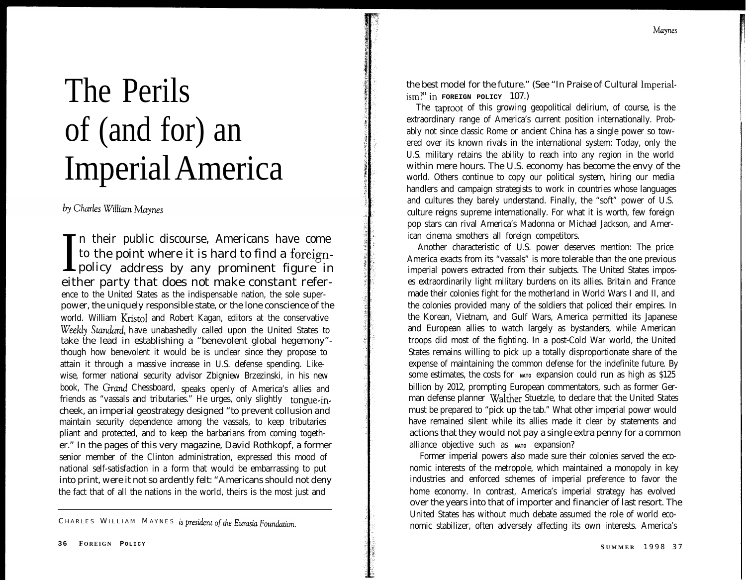# The Perils of (and for) an Imperial America

*by Charles William Maynes*

In their public discourse, Americans have come to the point where it is hard to find a foreign-policy address by any prominent figure in either party that does not make constant reference to the United States as the indispensable nation, the sole superpower, the uniquely responsible state, or the lone conscience of the world. William Kristol and Robert Kagan, editors at the conservative *Weekly Standard*, have unabashedly called upon the United States to take the lead in establishing a "benevolent global hegemony"-though how benevolent it would be is unclear since they propose to attain it through a massive increase in U.S. defense spending. Likewise, former national security advisor Zbigniew Brzezinski, in his new book, The *Grand* Chessboard, speaks openly of America's allies and friends as "vassals and tributaries." He urges, only slightly tongue-in-cheek, an imperial geostrategy designed "to prevent collusion and maintain security dependence among the vassals, to keep tributaries pliant and protected, and to keep the barbarians from coming together." In the pages of this very magazine, David Rothkopf, a former senior member of the Clinton administration, expressed this mood of national self-satisfaction in a form that would be embarrassing to put into print, were it not so ardently felt: "Americans should not deny the fact that of all the nations in the world, theirs is the most just and the best model for the future." (See "In Praise of Cultural Imperialism?" in **FOREIGN POLICY** 107.)

The taproot of this growing geopolitical delirium, of course, is the extraordinary range of America's current position internationally. Probably not since classic Rome or ancient China has a single power so towered over its known rivals in the international system: Today, only the U.S. military retains the ability to reach into any region in the world within mere hours. The U.S. economy has become the envy of the world. Others continue to copy our political system, hiring our media handlers and campaign strategists to work in countries whose languages and cultures they barely understand. Finally, the "soft" power of U.S. culture reigns supreme internationally. For what it is worth, few foreign pop stars can rival America's Madonna or Michael Jackson, and American cinema smothers all foreign competitors.

Another characteristic of U.S. power deserves mention: The price America exacts from its "vassals" is more tolerable than the one previous imperial powers extracted from their subjects. The United States imposes extraordinarily light military burdens on its allies. Britain and France made their colonies fight for the motherland in World Wars I and II, and the colonies provided many of the soldiers that policed their empires. In the Korean, Vietnam, and Gulf Wars, America permitted its Japanese and European allies to watch largely as bystanders, while American troops did most of the fighting. In a post-Cold War world, the United States remains willing to pick up a totally disproportionate share of the expense of maintaining the common defense for the indefinite future. By some estimates, the costs for NATO expansion could run as high as $125 billion by 2012, prompting European commentators, such as former German defense planner Walther Stuetzle, to declare that the United States must be prepared to "pick up the tab." What other imperial power would have remained silent while its allies made it clear by statements and actions that they would not pay a single extra penny for a common alliance objective such as NATO expansion?

Former imperial powers also made sure their colonies served the economic interests of the metropole, which maintained a monopoly in key industries and enforced schemes of imperial preference to favor the home economy. In contrast, America's imperial strategy has evolved over the years into that of importer and financier of last resort. The United States has without much debate assumed the role of world economic stabilizer, often adversely affecting its own interests. America's

---

CHARLES WILLIAM MAYNES *is president of the Eurasia Foundation.*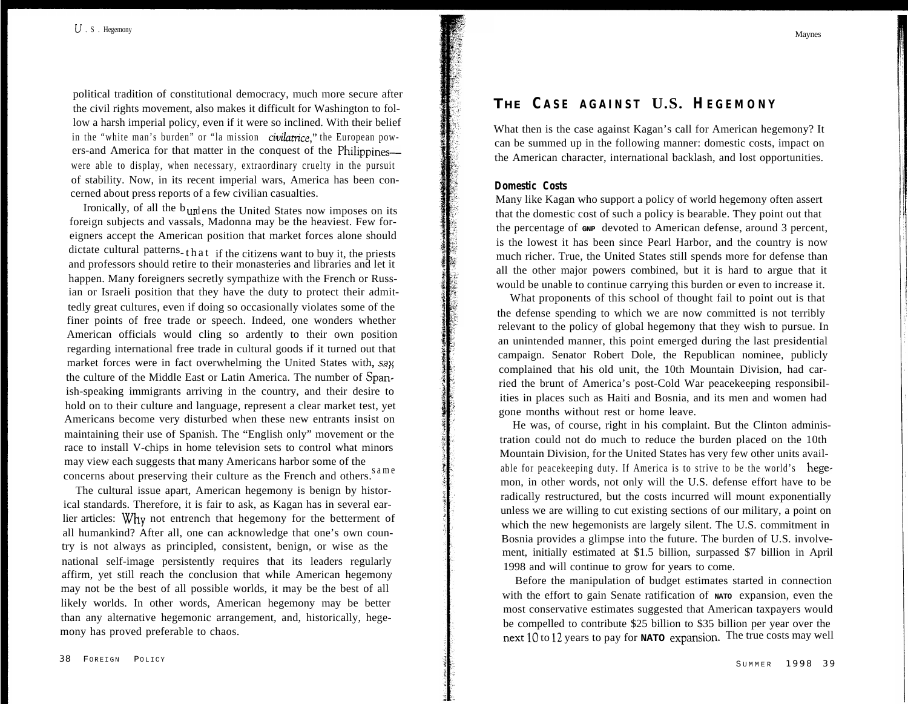political tradition of constitutional democracy, much more secure after the civil rights movement, also makes it difficult for Washington to follow a harsh imperial policy, even if it were so inclined. With their belief in the "white man's burden" or "la mission civilatrice," the European powers-and America for that matter in the conquest of the Philippines—were able to display, when necessary, extraordinary cruelty in the pursuit of stability. Now, in its recent imperial wars, America has been concerned about press reports of a few civilian casualties.

Ironically, of all the burdens the United States now imposes on its foreign subjects and vassals, Madonna may be the heaviest. Few foreigners accept the American position that market forces alone should dictate cultural patterns-that if the citizens want to buy it, the priests and professors should retire to their monasteries and libraries and let it happen. Many foreigners secretly sympathize with the French or Russian or Israeli position that they have the duty to protect their admittedly great cultures, even if doing so occasionally violates some of the finer points of free trade or speech. Indeed, one wonders whether American officials would cling so ardently to their own position regarding international free trade in cultural goods if it turned out that market forces were in fact overwhelming the United States with, say, the culture of the Middle East or Latin America. The number of Spanish-speaking immigrants arriving in the country, and their desire to hold on to their culture and language, represent a clear market test, yet Americans become very disturbed when these new entrants insist on maintaining their use of Spanish. The "English only" movement or the race to install V-chips in home television sets to control what minors may view each suggests that many Americans harbor some of the same concerns about preserving their culture as the French and others.

The cultural issue apart, American hegemony is benign by historical standards. Therefore, it is fair to ask, as Kagan has in several earlier articles: Why not entrench that hegemony for the betterment of all humankind? After all, one can acknowledge that one's own country is not always as principled, consistent, benign, or wise as the national self-image persistently requires that its leaders regularly affirm, yet still reach the conclusion that while American hegemony may not be the best of all possible worlds, it may be the best of all likely worlds. In other words, American hegemony may be better than any alternative hegemonic arrangement, and, historically, hegemony has proved preferable to chaos.

## THE CASE AGAINST U.S. HEGEMONY

What then is the case against Kagan's call for American hegemony? It can be summed up in the following manner: domestic costs, impact on the American character, international backlash, and lost opportunities.

### Domestic Costs

Many like Kagan who support a policy of world hegemony often assert that the domestic cost of such a policy is bearable. They point out that the percentage of GNP devoted to American defense, around 3 percent, is the lowest it has been since Pearl Harbor, and the country is now much richer. True, the United States still spends more for defense than all the other major powers combined, but it is hard to argue that it would be unable to continue carrying this burden or even to increase it.

What proponents of this school of thought fail to point out is that the defense spending to which we are now committed is not terribly relevant to the policy of global hegemony that they wish to pursue. In an unintended manner, this point emerged during the last presidential campaign. Senator Robert Dole, the Republican nominee, publicly complained that his old unit, the 10th Mountain Division, had carried the brunt of America's post-Cold War peacekeeping responsibilities in places such as Haiti and Bosnia, and its men and women had gone months without rest or home leave.

He was, of course, right in his complaint. But the Clinton administration could not do much to reduce the burden placed on the 10th Mountain Division, for the United States has very few other units available for peacekeeping duty. If America is to strive to be the world's hegemon, in other words, not only will the U.S. defense effort have to be radically restructured, but the costs incurred will mount exponentially unless we are willing to cut existing sections of our military, a point on which the new hegemonists are largely silent. The U.S. commitment in Bosnia provides a glimpse into the future. The burden of U.S. involvement, initially estimated at $1.5 billion, surpassed $7 billion in April 1998 and will continue to grow for years to come.

Before the manipulation of budget estimates started in connection with the effort to gain Senate ratification of NATO expansion, even the most conservative estimates suggested that American taxpayers would be compelled to contribute $25 billion to $35 billion per year over the next 10 to 12 years to pay for NATO expansion. The true costs may well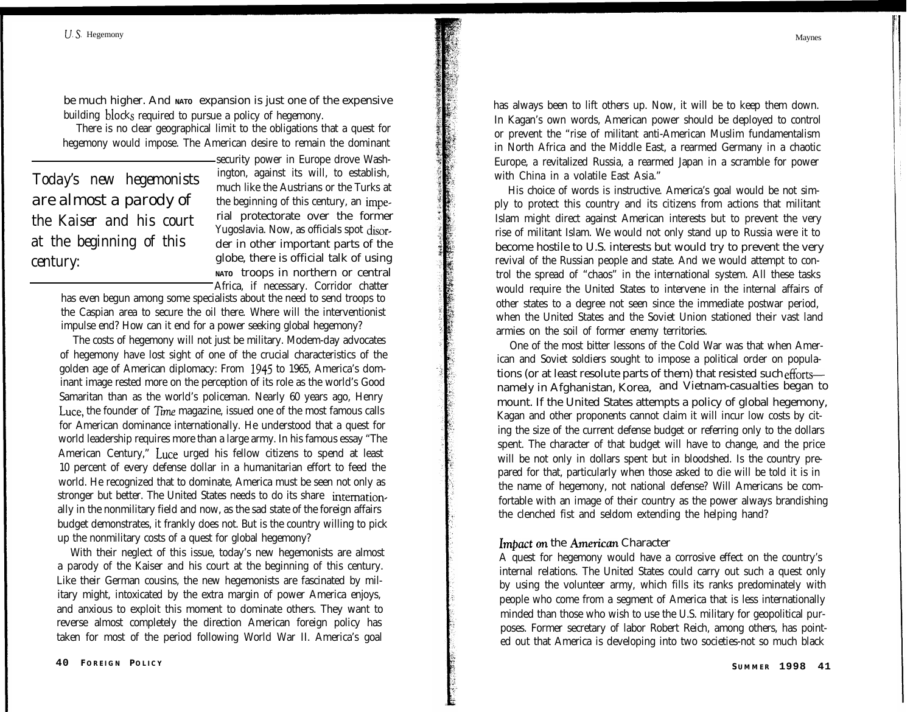be much higher. And NATO expansion is just one of the expensive building blocks required to pursue a policy of hegemony.

There is no clear geographical limit to the obligations that a quest for hegemony would impose. The American desire to remain the dominant security power in Europe drove Washington, against its will, to establish, much like the Austrians or the Turks at the beginning of this century, an imperial protectorate over the former Yugoslavia. Now, as officials spot disorder in other important parts of the globe, there is official talk of using NATO troops in northern or central Africa, if necessary. Corridor chatter has even begun among some specialists about the need to send troops to the Caspian area to secure the oil there. Where will the interventionist impulse end? How can it end for a power seeking global hegemony?

> *Today's new hegemonists are almost a parody of the Kaiser and his court at the beginning of this century.*

The costs of hegemony will not just be military. Modem-day advocates of hegemony have lost sight of one of the crucial characteristics of the golden age of American diplomacy: From 1945 to 1965, America's dominant image rested more on the perception of its role as the world's Good Samaritan than as the world's policeman. Nearly 60 years ago, Henry Luce, the founder of *Time* magazine, issued one of the most famous calls for American dominance internationally. He understood that a quest for world leadership requires more than a large army. In his famous essay "The American Century," Luce urged his fellow citizens to spend at least 10 percent of every defense dollar in a humanitarian effort to feed the world. He recognized that to dominate, America must be seen not only as stronger but better. The United States needs to do its share internationally in the nonmilitary field and now, as the sad state of the foreign affairs budget demonstrates, it frankly does not. But is the country willing to pick up the nonmilitary costs of a quest for global hegemony?

With their neglect of this issue, today's new hegemonists are almost a parody of the Kaiser and his court at the beginning of this century. Like their German cousins, the new hegemonists are fascinated by military might, intoxicated by the extra margin of power America enjoys, and anxious to exploit this moment to dominate others. They want to reverse almost completely the direction American foreign policy has taken for most of the period following World War II. America's goal has always been to lift others up. Now, it will be to keep them down. In Kagan's own words, American power should be deployed to control or prevent the "rise of militant anti-American Muslim fundamentalism in North Africa and the Middle East, a rearmed Germany in a chaotic Europe, a revitalized Russia, a rearmed Japan in a scramble for power with China in a volatile East Asia."

His choice of words is instructive. America's goal would be not simply to protect this country and its citizens from actions that militant Islam might direct against American interests but to prevent the very rise of militant Islam. We would not only stand up to Russia were it to become hostile to U.S. interests but would try to prevent the very revival of the Russian people and state. And we would attempt to control the spread of "chaos" in the international system. All these tasks would require the United States to intervene in the internal affairs of other states to a degree not seen since the immediate postwar period, when the United States and the Soviet Union stationed their vast land armies on the soil of former enemy territories.

One of the most bitter lessons of the Cold War was that when American and Soviet soldiers sought to impose a political order on populations (or at least resolute parts of them) that resisted such efforts—namely in Afghanistan, Korea, and Vietnam-casualties began to mount. If the United States attempts a policy of global hegemony, Kagan and other proponents cannot claim it will incur low costs by citing the size of the current defense budget or referring only to the dollars spent. The character of that budget will have to change, and the price will be not only in dollars spent but in bloodshed. Is the country prepared for that, particularly when those asked to die will be told it is in the name of hegemony, not national defense? Will Americans be comfortable with an image of their country as the power always brandishing the clenched fist and seldom extending the helping hand?

### Impact on the American Character

A quest for hegemony would have a corrosive effect on the country's internal relations. The United States could carry out such a quest only by using the volunteer army, which fills its ranks predominately with people who come from a segment of America that is less internationally minded than those who wish to use the U.S. military for geopolitical purposes. Former secretary of labor Robert Reich, among others, has pointed out that America is developing into two societies-not so much black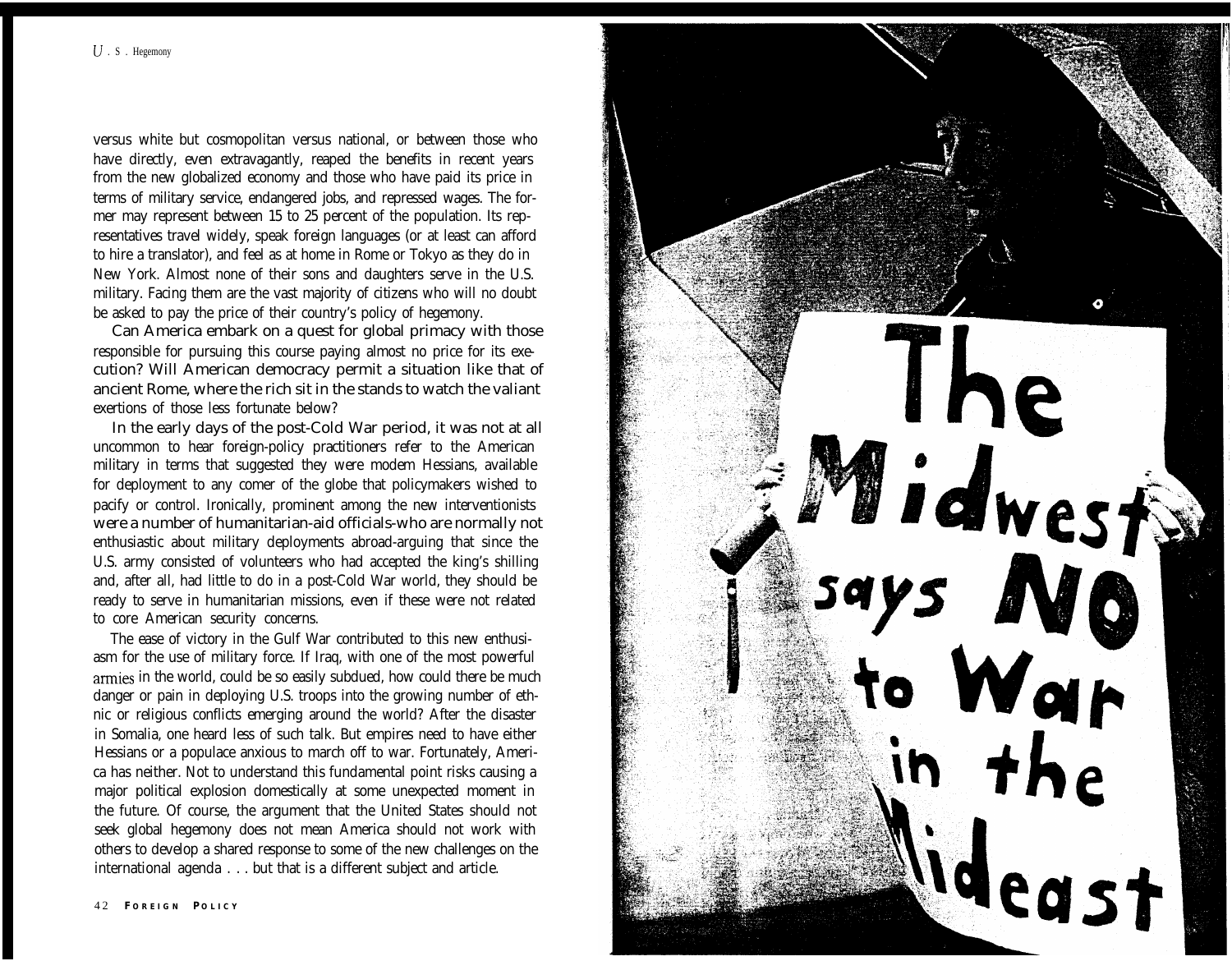versus white but cosmopolitan versus national, or between those who have directly, even extravagantly, reaped the benefits in recent years from the new globalized economy and those who have paid its price in terms of military service, endangered jobs, and repressed wages. The former may represent between 15 to 25 percent of the population. Its representatives travel widely, speak foreign languages (or at least can afford to hire a translator), and feel as at home in Rome or Tokyo as they do in New York. Almost none of their sons and daughters serve in the U.S. military. Facing them are the vast majority of citizens who will no doubt be asked to pay the price of their country's policy of hegemony.

Can America embark on a quest for global primacy with those responsible for pursuing this course paying almost no price for its execution? Will American democracy permit a situation like that of ancient Rome, where the rich sit in the stands to watch the valiant exertions of those less fortunate below?

In the early days of the post-Cold War period, it was not at all uncommon to hear foreign-policy practitioners refer to the American military in terms that suggested they were modem Hessians, available for deployment to any comer of the globe that policymakers wished to pacify or control. Ironically, prominent among the new interventionists were a number of humanitarian-aid officials-who are normally not enthusiastic about military deployments abroad-arguing that since the U.S. army consisted of volunteers who had accepted the king's shilling and, after all, had little to do in a post-Cold War world, they should be ready to serve in humanitarian missions, even if these were not related to core American security concerns.

The ease of victory in the Gulf War contributed to this new enthusiasm for the use of military force. If Iraq, with one of the most powerful armies in the world, could be so easily subdued, how could there be much danger or pain in deploying U.S. troops into the growing number of ethnic or religious conflicts emerging around the world? After the disaster in Somalia, one heard less of such talk. But empires need to have either Hessians or a populace anxious to march off to war. Fortunately, America has neither. Not to understand this fundamental point risks causing a major political explosion domestically at some unexpected moment in the future. Of course, the argument that the United States should not seek global hegemony does not mean America should not work with others to develop a shared response to some of the new challenges on the international agenda . . . but that is a different subject and article.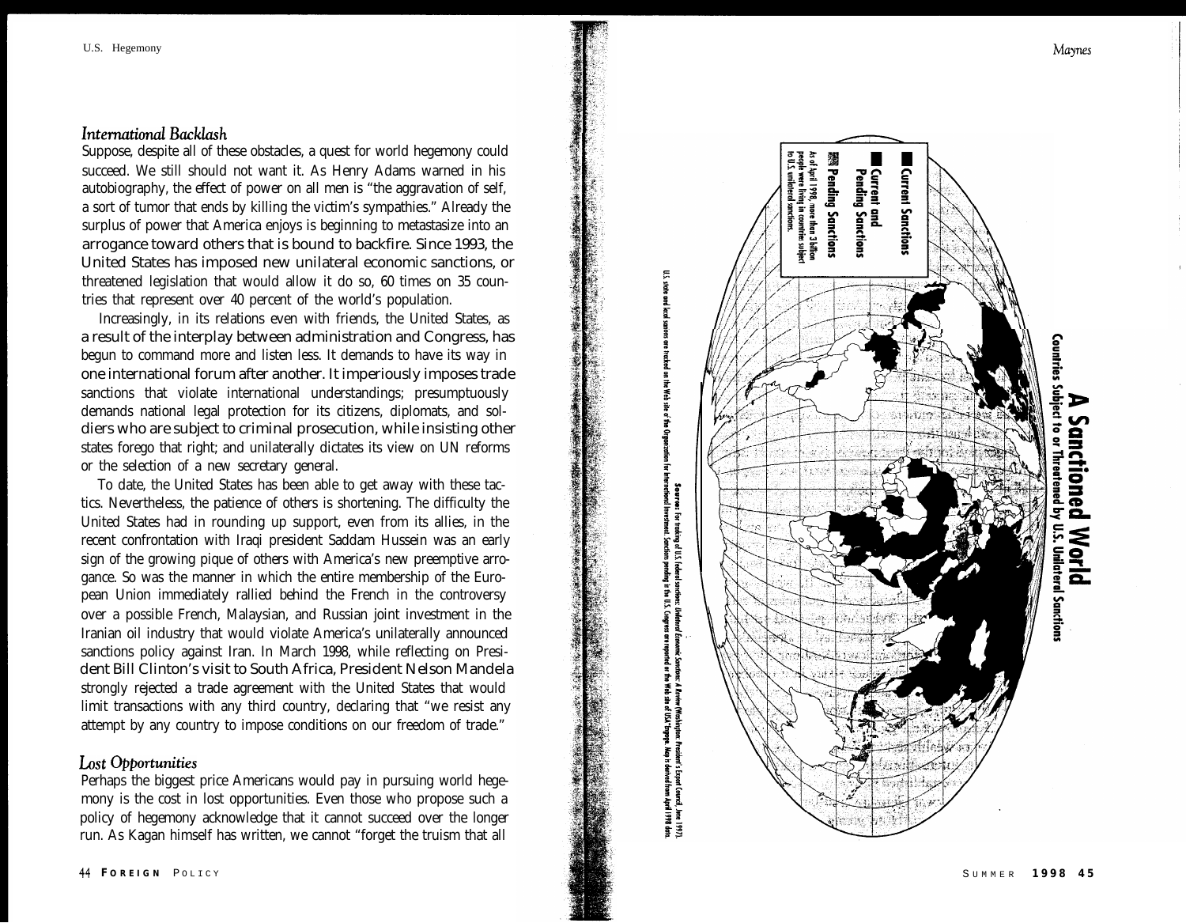### *International Backlash*

Suppose, despite all of these obstacles, a quest for world hegemony could succeed. We still should not want it. As Henry Adams warned in his autobiography, the effect of power on all men is "the aggravation of self, a sort of tumor that ends by killing the victim's sympathies." Already the surplus of power that America enjoys is beginning to metastasize into an arrogance toward others that is bound to backfire. Since 1993, the United States has imposed new unilateral economic sanctions, or threatened legislation that would allow it do so, 60 times on 35 countries that represent over 40 percent of the world's population.

Increasingly, in its relations even with friends, the United States, as a result of the interplay between administration and Congress, has begun to command more and listen less. It demands to have its way in one international forum after another. It imperiously imposes trade sanctions that violate international understandings; presumptuously demands national legal protection for its citizens, diplomats, and soldiers who are subject to criminal prosecution, while insisting other states forego that right; and unilaterally dictates its view on UN reforms or the selection of a new secretary general.

To date, the United States has been able to get away with these tactics. Nevertheless, the patience of others is shortening. The difficulty the United States had in rounding up support, even from its allies, in the recent confrontation with Iraqi president Saddam Hussein was an early sign of the growing pique of others with America's new preemptive arrogance. So was the manner in which the entire membership of the European Union immediately rallied behind the French in the controversy over a possible French, Malaysian, and Russian joint investment in the Iranian oil industry that would violate America's unilaterally announced sanctions policy against Iran. In March 1998, while reflecting on President Bill Clinton's visit to South Africa, President Nelson Mandela strongly rejected a trade agreement with the United States that would limit transactions with any third country, declaring that "we resist any attempt by any country to impose conditions on our freedom of trade."

### *Lost Opportunities*

Perhaps the biggest price Americans would pay in pursuing world hegemony is the cost in lost opportunities. Even those who propose such a policy of hegemony acknowledge that it cannot succeed over the longer run. As Kagan himself has written, we cannot "forget the truism that all

## A Sanctioned World

**Countries Subject to or Threatened by U.S. Unilateral Sanctions**

- Current Sanctions
- Current and Pending Sanctions
- Pending Sanctions

As of April 1998, more than 3 billion people were living in countries subject to U.S. unilateral sanctions.

**Sources:** For tracking of U.S. federal sanctions: *Unilateral Economic Sanctions: A Review* (Washington: President's Export Council, June 1997). U.S. state and local sanctions are tracked on the Web site of the Organization for International Investment. Sanctions pending in the U.S. Congress are reported on the Web site of USA\*Engage. Map is derived from April 1998 data.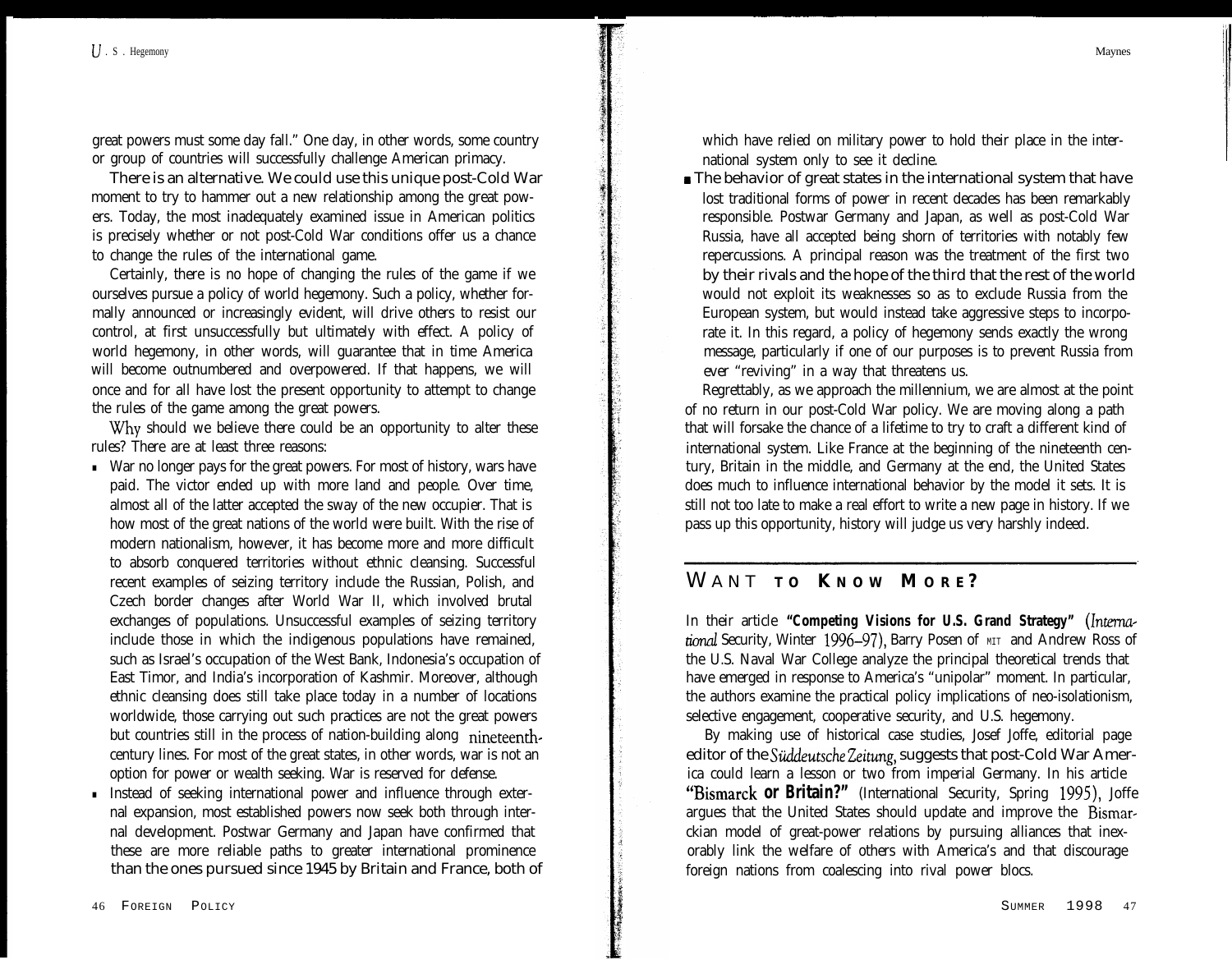great powers must some day fall." One day, in other words, some country or group of countries will successfully challenge American primacy.

There is an alternative. We could use this unique post-Cold War moment to try to hammer out a new relationship among the great powers. Today, the most inadequately examined issue in American politics is precisely whether or not post-Cold War conditions offer us a chance to change the rules of the international game.

Certainly, there is no hope of changing the rules of the game if we ourselves pursue a policy of world hegemony. Such a policy, whether formally announced or increasingly evident, will drive others to resist our control, at first unsuccessfully but ultimately with effect. A policy of world hegemony, in other words, will guarantee that in time America will become outnumbered and overpowered. If that happens, we will once and for all have lost the present opportunity to attempt to change the rules of the game among the great powers.

Why should we believe there could be an opportunity to alter these rules? There are at least three reasons:

- War no longer pays for the great powers. For most of history, wars have paid. The victor ended up with more land and people. Over time, almost all of the latter accepted the sway of the new occupier. That is how most of the great nations of the world were built. With the rise of modern nationalism, however, it has become more and more difficult to absorb conquered territories without ethnic cleansing. Successful recent examples of seizing territory include the Russian, Polish, and Czech border changes after World War II, which involved brutal exchanges of populations. Unsuccessful examples of seizing territory include those in which the indigenous populations have remained, such as Israel's occupation of the West Bank, Indonesia's occupation of East Timor, and India's incorporation of Kashmir. Moreover, although ethnic cleansing does still take place today in a number of locations worldwide, those carrying out such practices are not the great powers but countries still in the process of nation-building along nineteenth-century lines. For most of the great states, in other words, war is not an option for power or wealth seeking. War is reserved for defense.
- Instead of seeking international power and influence through external expansion, most established powers now seek both through internal development. Postwar Germany and Japan have confirmed that these are more reliable paths to greater international prominence than the ones pursued since 1945 by Britain and France, both of which have relied on military power to hold their place in the international system only to see it decline.
- The behavior of great states in the international system that have lost traditional forms of power in recent decades has been remarkably responsible. Postwar Germany and Japan, as well as post-Cold War Russia, have all accepted being shorn of territories with notably few repercussions. A principal reason was the treatment of the first two by their rivals and the hope of the third that the rest of the world would not exploit its weaknesses so as to exclude Russia from the European system, but would instead take aggressive steps to incorporate it. In this regard, a policy of hegemony sends exactly the wrong message, particularly if one of our purposes is to prevent Russia from ever "reviving" in a way that threatens us.

Regrettably, as we approach the millennium, we are almost at the point of no return in our post-Cold War policy. We are moving along a path that will forsake the chance of a lifetime to try to craft a different kind of international system. Like France at the beginning of the nineteenth century, Britain in the middle, and Germany at the end, the United States does much to influence international behavior by the model it sets. It is still not too late to make a real effort to write a new page in history. If we pass up this opportunity, history will judge us very harshly indeed.

## Want to Know More?

In their article **"Competing Visions for U.S. Grand Strategy"** (*International Security*, Winter 1996–97), Barry Posen of MIT and Andrew Ross of the U.S. Naval War College analyze the principal theoretical trends that have emerged in response to America's "unipolar" moment. In particular, the authors examine the practical policy implications of neo-isolationism, selective engagement, cooperative security, and U.S. hegemony.

By making use of historical case studies, Josef Joffe, editorial page editor of the *Süddeutsche Zeitung*, suggests that post-Cold War America could learn a lesson or two from imperial Germany. In his article **"Bismarck or Britain?"** (International Security, Spring 1995), Joffe argues that the United States should update and improve the Bismarckian model of great-power relations by pursuing alliances that inexorably link the welfare of others with America's and that discourage foreign nations from coalescing into rival power blocs.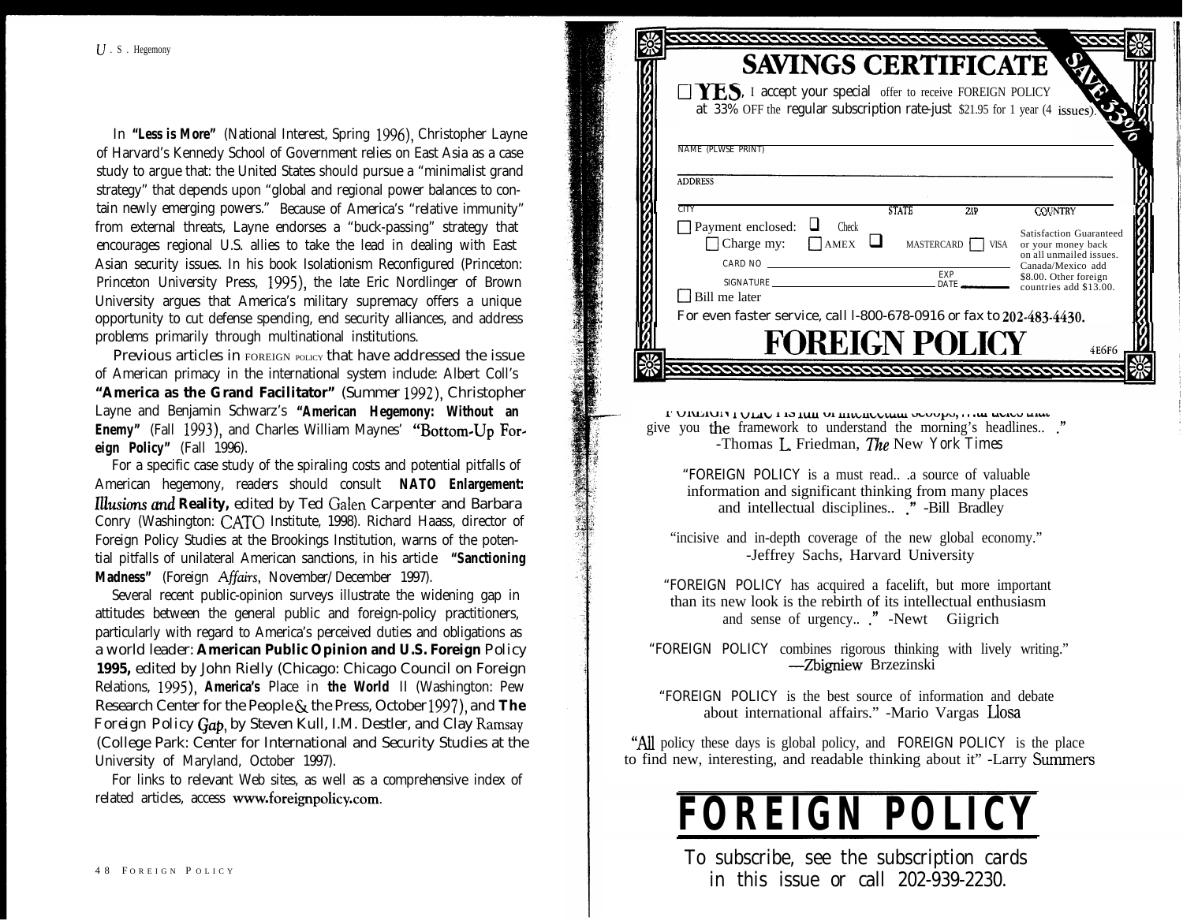In **"Less is More"** (National Interest, Spring 1996), Christopher Layne of Harvard's Kennedy School of Government relies on East Asia as a case study to argue that: the United States should pursue a "minimalist grand strategy" that depends upon "global and regional power balances to contain newly emerging powers." Because of America's "relative immunity" from external threats, Layne endorses a "buck-passing" strategy that encourages regional U.S. allies to take the lead in dealing with East Asian security issues. In his book Isolationism Reconfigured (Princeton: Princeton University Press, 1995), the late Eric Nordlinger of Brown University argues that America's military supremacy offers a unique opportunity to cut defense spending, end security alliances, and address problems primarily through multinational institutions.

Previous articles in FOREIGN POLICY that have addressed the issue of American primacy in the international system include: Albert Coll's **"America as the Grand Facilitator"** (Summer 1992), Christopher Layne and Benjamin Schwarz's **"American Hegemony: Without an Enemy"** (Fall 1993), and Charles William Maynes' **"Bottom-Up Foreign Policy"** (Fall 1996).

For a specific case study of the spiraling costs and potential pitfalls of American hegemony, readers should consult **NATO Enlargement: *Illusions and* Reality,** edited by Ted Galen Carpenter and Barbara Conry (Washington: CATO Institute, 1998). Richard Haass, director of Foreign Policy Studies at the Brookings Institution, warns of the potential pitfalls of unilateral American sanctions, in his article **"Sanctioning Madness"** (Foreign *Affairs*, November/December 1997).

Several recent public-opinion surveys illustrate the widening gap in attitudes between the general public and foreign-policy practitioners, particularly with regard to America's perceived duties and obligations as a world leader: **American Public Opinion and U.S. Foreign** Policy **1995,** edited by John Rielly (Chicago: Chicago Council on Foreign Relations, 1995), **America's** Place in **the World** II (Washington: Pew Research Center for the People & the Press, October 1997), and **The** Foreign Policy *Gap*, by Steven Kull, I.M. Destler, and Clay Ramsay (College Park: Center for International and Security Studies at the University of Maryland, October 1997).

For links to relevant Web sites, as well as a comprehensive index of related articles, access www.foreignpolicy.com.

# SAVINGS CERTIFICATE

**SAVE 33%**

☐ **YES**, I accept your special offer to receive FOREIGN POLICY at 33% OFF the regular subscription rate-just $21.95 for 1 year (4 issues).

NAME (PLWSE PRINT)

ADDRESS

CITY STATE ZIP COUNTRY

☐ Payment enclosed: ☐ Check

☐ Charge my: ☐ AMEX ☐ MASTERCARD ☐ VISA

CARD NO

SIGNATURE EXP DATE

☐ Bill me later

Satisfaction Guaranteed or your money back on all unmailed issues. Canada/Mexico add $8.00. Other foreign countries add $13.00.

For even faster service, call l-800-678-0916 or fax to 202-483-4430.

**FOREIGN POLICY** 4E6F6

"FOREIGN POLICY is full of intellectual scoops, ...articles that give you the framework to understand the morning's headlines.. ." -Thomas L. Friedman, *The* New York Times

"FOREIGN POLICY is a must read.. .a source of valuable information and significant thinking from many places and intellectual disciplines.. ." -Bill Bradley

"incisive and in-depth coverage of the new global economy." -Jeffrey Sachs, Harvard University

"FOREIGN POLICY has acquired a facelift, but more important than its new look is the rebirth of its intellectual enthusiasm and sense of urgency.. ." -Newt Giigrich

"FOREIGN POLICY combines rigorous thinking with lively writing." —Zbigniew Brzezinski

"FOREIGN POLICY is the best source of information and debate about international affairs." -Mario Vargas Llosa

"All policy these days is global policy, and FOREIGN POLICY is the place to find new, interesting, and readable thinking about it" -Larry Summers

# FOREIGN POLICY

To subscribe, see the subscription cards in this issue or call 202-939-2230.